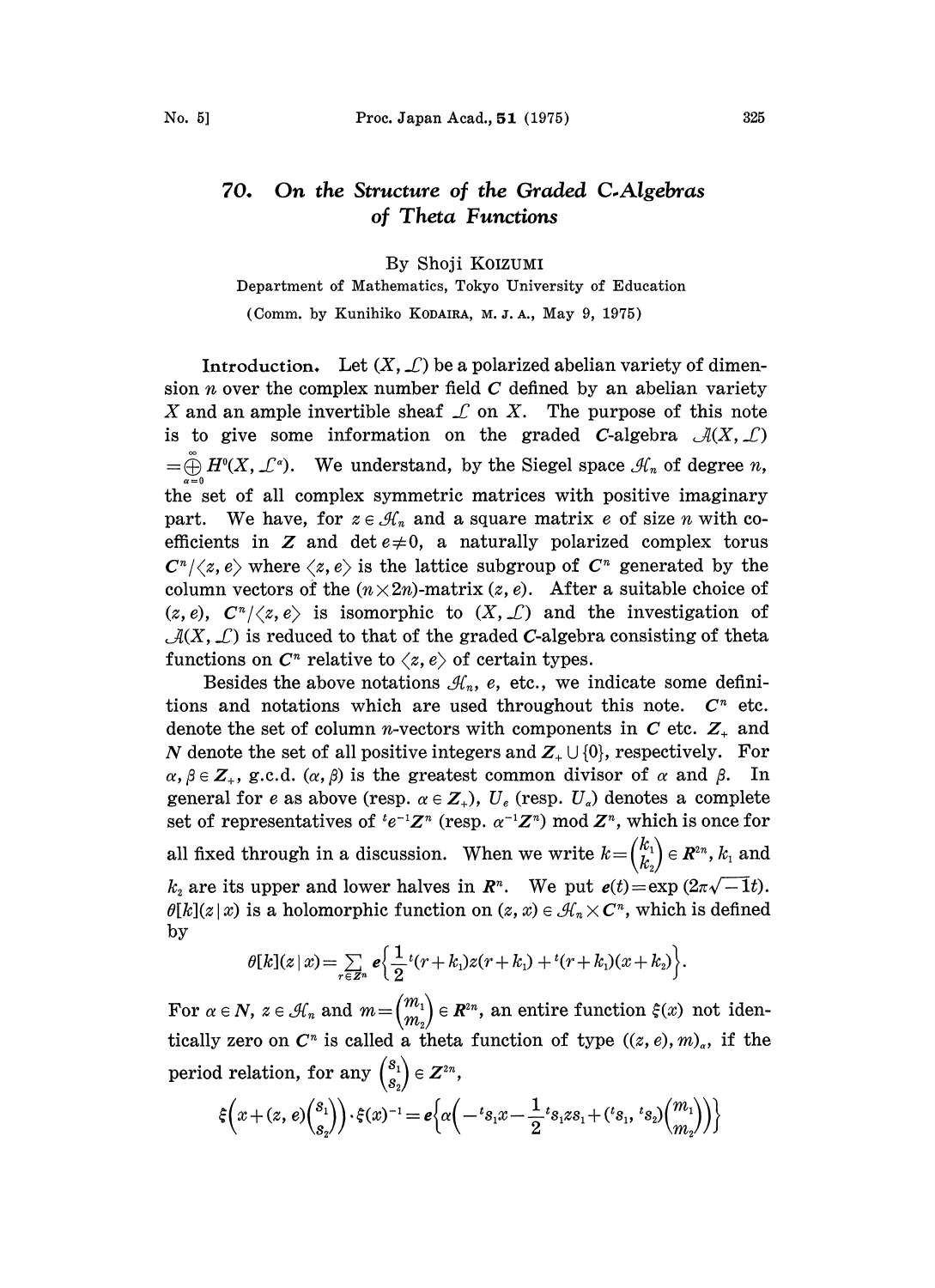# 70. On the Structure of the Graded C-Algebras of Theta Functions

By Shoji KOIZUMI

Department of Mathematics, Tokyo University of Education

(Comm. by Kunihiko KODAIRA, M. J. A., May 9, 1975)

**Introduction.** Let $(X, \mathcal{L})$ be a polarized abelian variety of dimension $n$ over the complex number field $\boldsymbol{C}$ defined by an abelian variety $X$ and an ample invertible sheaf $\mathcal{L}$ on $X$. The purpose of this note is to give some information on the graded $\boldsymbol{C}$-algebra $\mathcal{A}(X, \mathcal{L}) = \bigoplus_{\alpha=0}^{\infty} H^0(X, \mathcal{L}^\alpha)$. We understand, by the Siegel space $\mathcal{H}_n$ of degree $n$, the set of all complex symmetric matrices with positive imaginary part. We have, for $z \in \mathcal{H}_n$ and a square matrix $e$ of size $n$ with coefficients in $\boldsymbol{Z}$ and $\det e \neq 0$, a naturally polarized complex torus $\boldsymbol{C}^n/\langle z, e\rangle$ where $\langle z, e\rangle$ is the lattice subgroup of $\boldsymbol{C}^n$ generated by the column vectors of the $(n \times 2n)$-matrix $(z, e)$. After a suitable choice of $(z, e)$, $\boldsymbol{C}^n/\langle z, e\rangle$ is isomorphic to $(X, \mathcal{L})$ and the investigation of $\mathcal{A}(X, \mathcal{L})$ is reduced to that of the graded $\boldsymbol{C}$-algebra consisting of theta functions on $\boldsymbol{C}^n$ relative to $\langle z, e\rangle$ of certain types.

Besides the above notations $\mathcal{H}_n$, $e$, etc., we indicate some definitions and notations which are used throughout this note. $\boldsymbol{C}^n$ etc. denote the set of column $n$-vectors with components in $\boldsymbol{C}$ etc. $\boldsymbol{Z}_+$ and $\boldsymbol{N}$ denote the set of all positive integers and $\boldsymbol{Z}_+ \cup \{0\}$, respectively. For $\alpha, \beta \in \boldsymbol{Z}_+$, g.c.d. $(\alpha, \beta)$ is the greatest common divisor of $\alpha$ and $\beta$. In general for $e$ as above (resp. $\alpha \in \boldsymbol{Z}_+$), $U_e$ (resp. $U_\alpha$) denotes a complete set of representatives of ${}^t e^{-1}\boldsymbol{Z}^n$ (resp. $\alpha^{-1}\boldsymbol{Z}^n$) mod $\boldsymbol{Z}^n$, which is once for all fixed through in a discussion. When we write $k = \begin{pmatrix} k_1 \\ k_2 \end{pmatrix} \in \boldsymbol{R}^{2n}$, $k_1$ and $k_2$ are its upper and lower halves in $\boldsymbol{R}^n$. We put $\boldsymbol{e}(t) = \exp(2\pi\sqrt{-1}t)$. $\theta[k](z \mid x)$ is a holomorphic function on $(z, x) \in \mathcal{H}_n \times \boldsymbol{C}^n$, which is defined by

$$\theta[k](z \mid x) = \sum_{r \in \boldsymbol{Z}^n} \boldsymbol{e}\left\{\frac{1}{2}{}^t(r+k_1)z(r+k_1) + {}^t(r+k_1)(x+k_2)\right\}.$$

For $\alpha \in \boldsymbol{N}$, $z \in \mathcal{H}_n$ and $m = \begin{pmatrix} m_1 \\ m_2 \end{pmatrix} \in \boldsymbol{R}^{2n}$, an entire function $\xi(x)$ not identically zero on $\boldsymbol{C}^n$ is called a theta function of type $((z, e), m)_\alpha$, if the period relation, for any $\begin{pmatrix} s_1 \\ s_2 \end{pmatrix} \in \boldsymbol{Z}^{2n}$,

$$\xi\left(x + (z, e)\begin{pmatrix} s_1 \\ s_2 \end{pmatrix}\right) \cdot \xi(x)^{-1} = \boldsymbol{e}\left\{\alpha\left(-{}^t s_1 x - \frac{1}{2}{}^t s_1 z s_1 + ({}^t s_1, {}^t s_2)\begin{pmatrix} m_1 \\ m_2 \end{pmatrix}\right)\right\}$$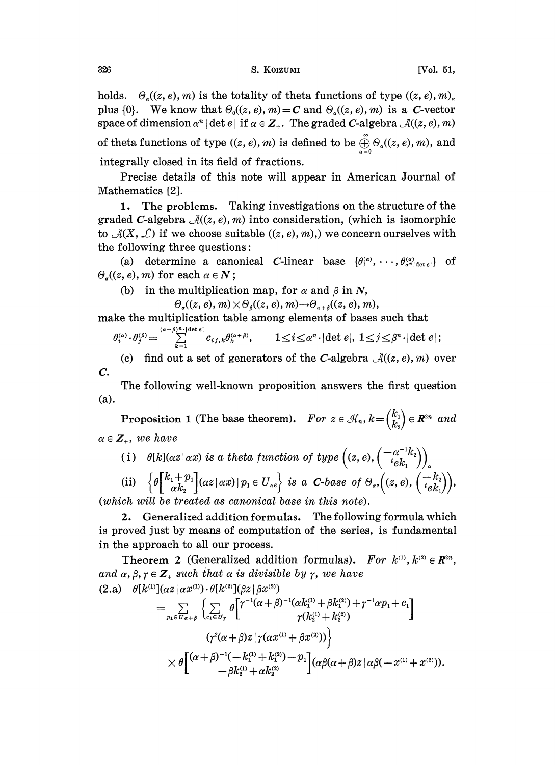holds. $\Theta_\alpha((z,e),m)$ is the totality of theta functions of type $((z,e),m)_\alpha$ plus $\{0\}$. We know that $\Theta_0((z,e),m)=\boldsymbol{C}$ and $\Theta_\alpha((z,e),m)$ is a $\boldsymbol{C}$-vector space of dimension $\alpha^n|\det e|$ if $\alpha\in\boldsymbol{Z}_+$. The graded $\boldsymbol{C}$-algebra $\mathcal{A}((z,e),m)$ of theta functions of type $((z,e),m)$ is defined to be $\bigoplus_{\alpha=0}^{\infty}\Theta_\alpha((z,e),m)$, and integrally closed in its field of fractions.

Precise details of this note will appear in American Journal of Mathematics [2].

**1. The problems.** Taking investigations on the structure of the graded $\boldsymbol{C}$-algebra $\mathcal{A}((z,e),m)$ into consideration, (which is isomorphic to $\mathcal{A}(X,\mathcal{L})$ if we choose suitable $((z,e),m)$,) we concern ourselves with the following three questions:

(a) determine a canonical $\boldsymbol{C}$-linear base $\{\theta_1^{(\alpha)},\cdots,\theta_{\alpha^n|\det e|}^{(\alpha)}\}$ of $\Theta_\alpha((z,e),m)$ for each $\alpha\in\boldsymbol{N}$;

(b) in the multiplication map, for $\alpha$ and $\beta$ in $\boldsymbol{N}$,

$$\Theta_\alpha((z,e),m)\times\Theta_\beta((z,e),m)\to\Theta_{\alpha+\beta}((z,e),m),$$

make the multiplication table among elements of bases such that

$$\theta_i^{(\alpha)}\cdot\theta_j^{(\beta)}=\sum_{k=1}^{(\alpha+\beta)^n\cdot|\det e|}c_{ij,k}\theta_k^{(\alpha+\beta)},\qquad 1\le i\le\alpha^n\cdot|\det e|,\ 1\le j\le\beta^n\cdot|\det e|;$$

(c) find out a set of generators of the $\boldsymbol{C}$-algebra $\mathcal{A}((z,e),m)$ over $\boldsymbol{C}$.

The following well-known proposition answers the first question (a).

**Proposition 1** (The base theorem). *For $z\in\mathcal{H}_n$, $k=\begin{pmatrix}k_1\\k_2\end{pmatrix}\in\boldsymbol{R}^{2n}$ and $\alpha\in\boldsymbol{Z}_+$, we have*

(i) *$\theta[k](\alpha z|\alpha x)$ is a theta function of type $\left((z,e),\begin{pmatrix}-\alpha^{-1}k_2\\{}^tek_1\end{pmatrix}\right)_\alpha$*

(ii) *$\left\{\theta\begin{bmatrix}k_1+p_1\\\alpha k_2\end{bmatrix}(\alpha z|\alpha x)\,\middle|\,p_1\in U_{\alpha e}\right\}$ is a $\boldsymbol{C}$-base of $\Theta_\alpha\left((z,e),\begin{pmatrix}-k_2\\{}^tek_1\end{pmatrix}\right)$, (which will be treated as canonical base in this note).*

**2. Generalized addition formulas.** The following formula which is proved just by means of computation of the series, is fundamental in the approach to all our process.

**Theorem 2** (Generalized addition formulas). *For $k^{(1)},k^{(2)}\in\boldsymbol{R}^{2n}$, and $\alpha,\beta,\gamma\in\boldsymbol{Z}_+$ such that $\alpha$ is divisible by $\gamma$, we have*

$$\begin{aligned}
(2.a)\quad &\theta[k^{(1)}](\alpha z|\alpha x^{(1)})\cdot\theta[k^{(2)}](\beta z|\beta x^{(2)})\\
&=\sum_{p_1\in U_{\alpha+\beta}}\left\{\sum_{c_1\in U_\gamma}\theta\begin{bmatrix}\gamma^{-1}(\alpha+\beta)^{-1}(\alpha k_1^{(1)}+\beta k_1^{(2)})+\gamma^{-1}\alpha p_1+c_1\\\gamma(k_2^{(1)}+k_2^{(2)})\end{bmatrix}\right.\\
&\qquad\left.(\gamma^2(\alpha+\beta)z|\gamma(\alpha x^{(1)}+\beta x^{(2)}))\right\}\\
&\quad\times\theta\begin{bmatrix}(\alpha+\beta)^{-1}(-k_1^{(1)}+k_1^{(2)})-p_1\\-\beta k_2^{(1)}+\alpha k_2^{(2)}\end{bmatrix}(\alpha\beta(\alpha+\beta)z|\alpha\beta(-x^{(1)}+x^{(2)})).
\end{aligned}$$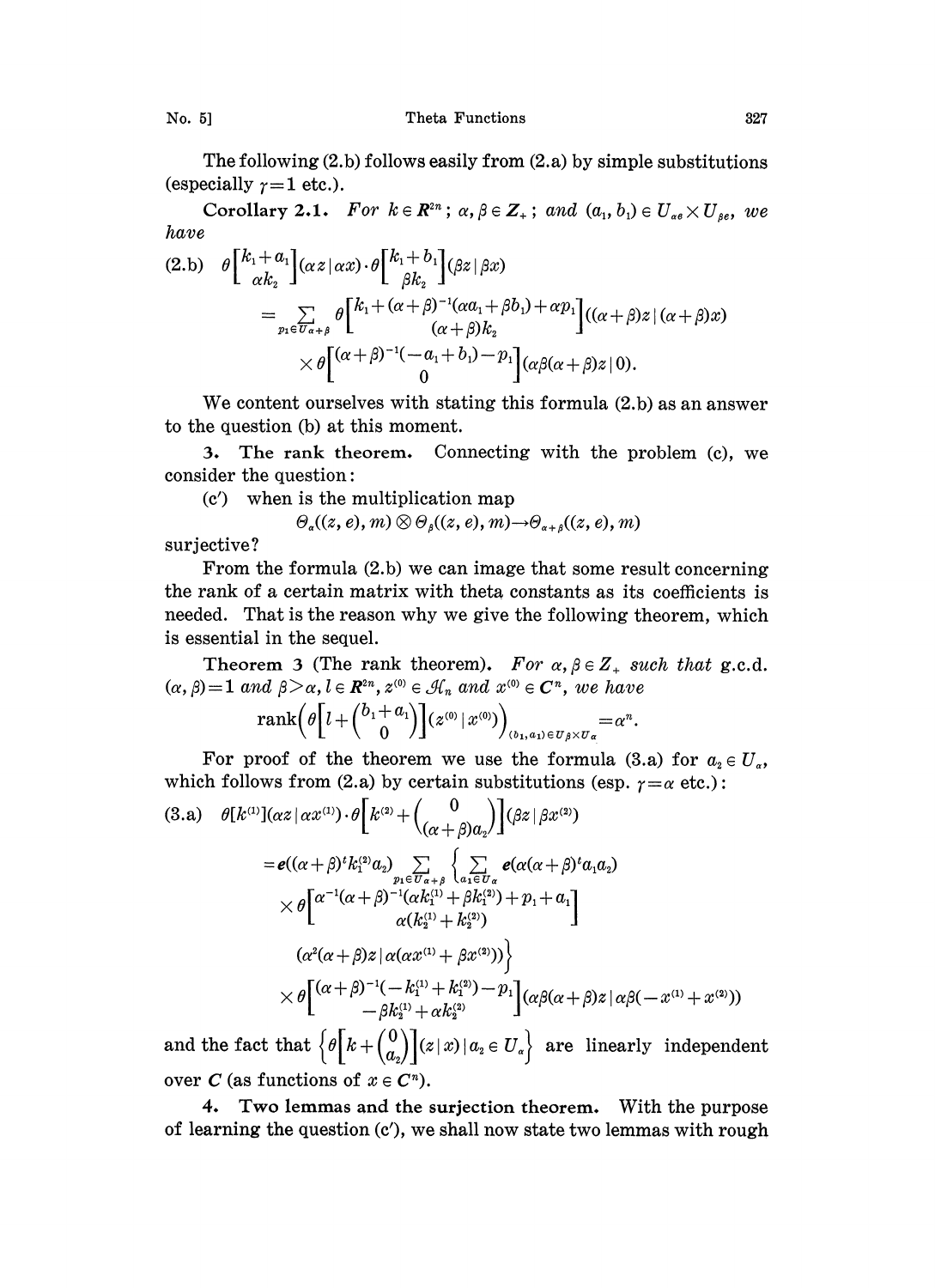The following (2.b) follows easily from (2.a) by simple substitutions (especially $\gamma=1$ etc.).

**Corollary 2.1.** *For $k \in \boldsymbol{R}^{2n}$; $\alpha, \beta \in \boldsymbol{Z}_+$; and $(a_1, b_1) \in U_{\alpha e} \times U_{\beta e}$, we have*

$$
\text{(2.b)}\quad \theta\begin{bmatrix} k_1+a_1 \\ \alpha k_2 \end{bmatrix}(\alpha z \,|\, \alpha x)\cdot\theta\begin{bmatrix} k_1+b_1 \\ \beta k_2 \end{bmatrix}(\beta z \,|\, \beta x)
$$
$$
= \sum_{p_1 \in U_{\alpha+\beta}} \theta\begin{bmatrix} k_1+(\alpha+\beta)^{-1}(\alpha a_1+\beta b_1)+\alpha p_1 \\ (\alpha+\beta)k_2 \end{bmatrix}((\alpha+\beta)z \,|\, (\alpha+\beta)x)
$$
$$
\times\, \theta\begin{bmatrix} (\alpha+\beta)^{-1}(-a_1+b_1)-p_1 \\ 0 \end{bmatrix}(\alpha\beta(\alpha+\beta)z \,|\, 0).
$$

We content ourselves with stating this formula (2.b) as an answer to the question (b) at this moment.

**3. The rank theorem.** Connecting with the problem (c), we consider the question:

(c′) when is the multiplication map

$$\Theta_\alpha((z, e), m) \otimes \Theta_\beta((z, e), m) \to \Theta_{\alpha+\beta}((z, e), m)$$

surjective?

From the formula (2.b) we can image that some result concerning the rank of a certain matrix with theta constants as its coefficients is needed. That is the reason why we give the following theorem, which is essential in the sequel.

**Theorem 3** (The rank theorem). *For $\alpha, \beta \in \boldsymbol{Z}_+$ such that g.c.d. $(\alpha, \beta)=1$ and $\beta>\alpha$, $l \in \boldsymbol{R}^{2n}$, $z^{(0)} \in \mathcal{H}_n$ and $x^{(0)} \in \boldsymbol{C}^n$, we have*

$$
\operatorname{rank}\left(\theta\left[l+\begin{pmatrix} b_1+a_1 \\ 0 \end{pmatrix}\right](z^{(0)} \,|\, x^{(0)})\right)_{(b_1, a_1) \in U_\beta \times U_\alpha} = \alpha^n.
$$

For proof of the theorem we use the formula (3.a) for $a_2 \in U_\alpha$, which follows from (2.a) by certain substitutions (esp. $\gamma=\alpha$ etc.):

$$
\text{(3.a)}\quad \theta[k^{(1)}](\alpha z \,|\, \alpha x^{(1)})\cdot\theta\left[k^{(2)}+\begin{pmatrix} 0 \\ (\alpha+\beta)a_2 \end{pmatrix}\right](\beta z \,|\, \beta x^{(2)})
$$
$$
= \boldsymbol{e}((\alpha+\beta)^t k_1^{(2)} a_2) \sum_{p_1 \in U_{\alpha+\beta}} \Bigg\{ \sum_{a_1 \in U_\alpha} \boldsymbol{e}(\alpha(\alpha+\beta)^t a_1 a_2)
$$
$$
\times\, \theta\begin{bmatrix} \alpha^{-1}(\alpha+\beta)^{-1}(\alpha k_1^{(1)}+\beta k_1^{(2)})+p_1+a_1 \\ \alpha(k_2^{(1)}+k_2^{(2)}) \end{bmatrix}
$$
$$
(\alpha^2(\alpha+\beta)z \,|\, \alpha(\alpha x^{(1)}+\beta x^{(2)}))\Bigg\}
$$
$$
\times\, \theta\begin{bmatrix} (\alpha+\beta)^{-1}(-k_1^{(1)}+k_1^{(2)})-p_1 \\ -\beta k_2^{(1)}+\alpha k_2^{(2)} \end{bmatrix}(\alpha\beta(\alpha+\beta)z \,|\, \alpha\beta(-x^{(1)}+x^{(2)}))
$$

and the fact that $\left\{\theta\left[k+\begin{pmatrix} 0 \\ a_2 \end{pmatrix}\right](z \,|\, x) \,\middle|\, a_2 \in U_\alpha\right\}$ are linearly independent over $\boldsymbol{C}$ (as functions of $x \in \boldsymbol{C}^n$).

**4. Two lemmas and the surjection theorem.** With the purpose of learning the question (c′), we shall now state two lemmas with rough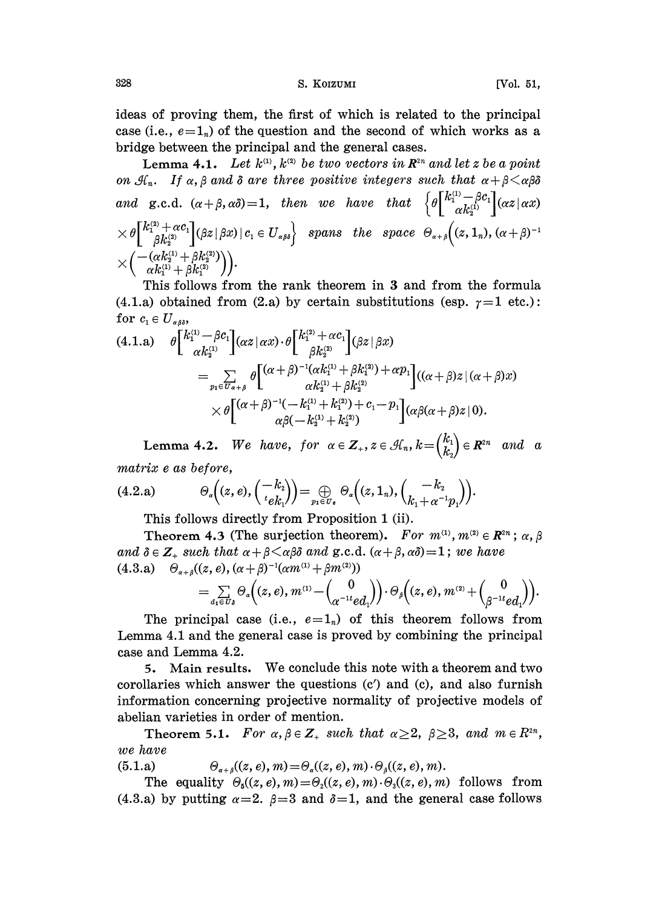ideas of proving them, the first of which is related to the principal case (i.e., $e=1_n$) of the question and the second of which works as a bridge between the principal and the general cases.

**Lemma 4.1.** *Let $k^{(1)}, k^{(2)}$ be two vectors in $\boldsymbol{R}^{2n}$ and let $z$ be a point on $\mathcal{H}_n$. If $\alpha, \beta$ and $\delta$ are three positive integers such that $\alpha+\beta<\alpha\beta\delta$ and g.c.d. $(\alpha+\beta, \alpha\delta)=1$, then we have that $\left\{\theta\begin{bmatrix} k_1^{(1)}-\beta c_1 \\ \alpha k_2^{(1)} \end{bmatrix}(\alpha z \mid \alpha x) \times \theta\begin{bmatrix} k_1^{(2)}+\alpha c_1 \\ \beta k_2^{(2)} \end{bmatrix}(\beta z \mid \beta x) \mid c_1 \in U_{\alpha\beta\delta}\right\}$ spans the space $\Theta_{\alpha+\beta}\left((z, 1_n), (\alpha+\beta)^{-1} \times \begin{pmatrix} -(\alpha k_2^{(1)}+\beta k_2^{(2)}) \\ \alpha k_1^{(1)}+\beta k_1^{(2)} \end{pmatrix}\right)$.*

This follows from the rank theorem in **3** and from the formula (4.1.a) obtained from (2.a) by certain substitutions (esp. $\gamma=1$ etc.): for $c_1 \in U_{\alpha\beta\delta}$,

$$
\begin{aligned}
\text{(4.1.a)}\quad & \theta\begin{bmatrix} k_1^{(1)}-\beta c_1 \\ \alpha k_2^{(1)} \end{bmatrix}(\alpha z \mid \alpha x) \cdot \theta\begin{bmatrix} k_1^{(2)}+\alpha c_1 \\ \beta k_2^{(2)} \end{bmatrix}(\beta z \mid \beta x) \\
&= \sum_{p_1 \in U_{\alpha+\beta}} \theta\begin{bmatrix} (\alpha+\beta)^{-1}(\alpha k_1^{(1)}+\beta k_1^{(2)})+\alpha p_1 \\ \alpha k_2^{(1)}+\beta k_2^{(2)} \end{bmatrix}((\alpha+\beta)z \mid (\alpha+\beta)x) \\
&\quad \times \theta\begin{bmatrix} (\alpha+\beta)^{-1}(-k_1^{(1)}+k_1^{(2)})+c_1-p_1 \\ \alpha\beta(-k_2^{(1)}+k_2^{(2)}) \end{bmatrix}(\alpha\beta(\alpha+\beta)z \mid 0).
\end{aligned}
$$

**Lemma 4.2.** *We have, for $\alpha \in \boldsymbol{Z}_+, z \in \mathcal{H}_n, k=\begin{pmatrix} k_1 \\ k_2 \end{pmatrix} \in \boldsymbol{R}^{2n}$ and a matrix $e$ as before,*

$$
\text{(4.2.a)}\qquad \Theta_\alpha\left((z, e), \begin{pmatrix} -k_2 \\ {}^t e k_1 \end{pmatrix}\right) = \bigoplus_{p_1 \in U_e} \Theta_\alpha\left((z, 1_n), \begin{pmatrix} -k_2 \\ k_1+\alpha^{-1}p_1 \end{pmatrix}\right).
$$

This follows directly from Proposition 1 (ii).

**Theorem 4.3** (The surjection theorem). *For $m^{(1)}, m^{(2)} \in \boldsymbol{R}^{2n}$; $\alpha, \beta$ and $\delta \in \boldsymbol{Z}_+$ such that $\alpha+\beta<\alpha\beta\delta$ and g.c.d. $(\alpha+\beta, \alpha\delta)=1$; we have*

$$
\begin{aligned}
\text{(4.3.a)}\quad & \Theta_{\alpha+\beta}((z, e), (\alpha+\beta)^{-1}(\alpha m^{(1)}+\beta m^{(2)})) \\
&= \sum_{d_1 \in U_\delta} \Theta_\alpha\left((z, e), m^{(1)}-\begin{pmatrix} 0 \\ \alpha^{-1}{}^t e d_1 \end{pmatrix}\right) \cdot \Theta_\beta\left((z, e), m^{(2)}+\begin{pmatrix} 0 \\ \beta^{-1}{}^t e d_1 \end{pmatrix}\right).
\end{aligned}
$$

The principal case (i.e., $e=1_n$) of this theorem follows from Lemma 4.1 and the general case is proved by combining the principal case and Lemma 4.2.

## 5. Main results.

We conclude this note with a theorem and two corollaries which answer the questions (c′) and (c), and also furnish information concerning projective normality of projective models of abelian varieties in order of mention.

**Theorem 5.1.** *For $\alpha, \beta \in \boldsymbol{Z}_+$ such that $\alpha \geq 2$, $\beta \geq 3$, and $m \in R^{2n}$, we have*

$$
\text{(5.1.a)}\qquad \Theta_{\alpha+\beta}((z, e), m) = \Theta_\alpha((z, e), m) \cdot \Theta_\beta((z, e), m).
$$

The equality $\Theta_5((z, e), m) = \Theta_2((z, e), m) \cdot \Theta_3((z, e), m)$ follows from (4.3.a) by putting $\alpha=2$. $\beta=3$ and $\delta=1$, and the general case follows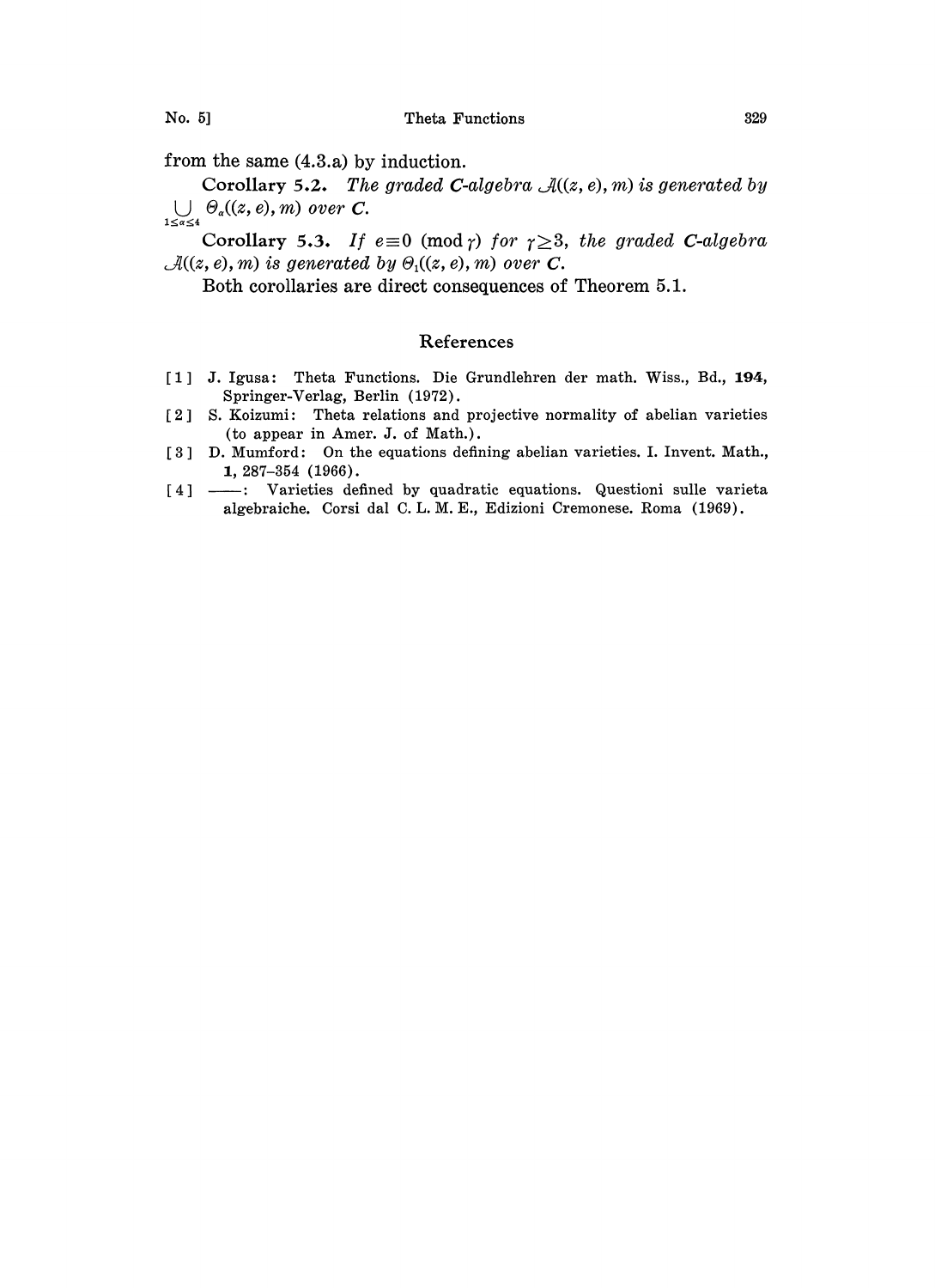from the same (4.3.a) by induction.

**Corollary 5.2.** *The graded $\boldsymbol{C}$-algebra $\mathcal{A}((z, e), m)$ is generated by $\bigcup_{1 \leq \alpha \leq 4} \Theta_\alpha((z, e), m)$ over $\boldsymbol{C}$.*

**Corollary 5.3.** *If $e \equiv 0 \pmod{\gamma}$ for $\gamma \geq 3$, the graded $\boldsymbol{C}$-algebra $\mathcal{A}((z, e), m)$ is generated by $\Theta_1((z, e), m)$ over $\boldsymbol{C}$.*

Both corollaries are direct consequences of Theorem 5.1.

## References

[1] J. Igusa: Theta Functions. Die Grundlehren der math. Wiss., Bd., **194**, Springer-Verlag, Berlin (1972).

[2] S. Koizumi: Theta relations and projective normality of abelian varieties (to appear in Amer. J. of Math.).

[3] D. Mumford: On the equations defining abelian varieties. I. Invent. Math., **1**, 287–354 (1966).

[4] ——: Varieties defined by quadratic equations. Questioni sulle varieta algebraiche. Corsi dal C. L. M. E., Edizioni Cremonese. Roma (1969).